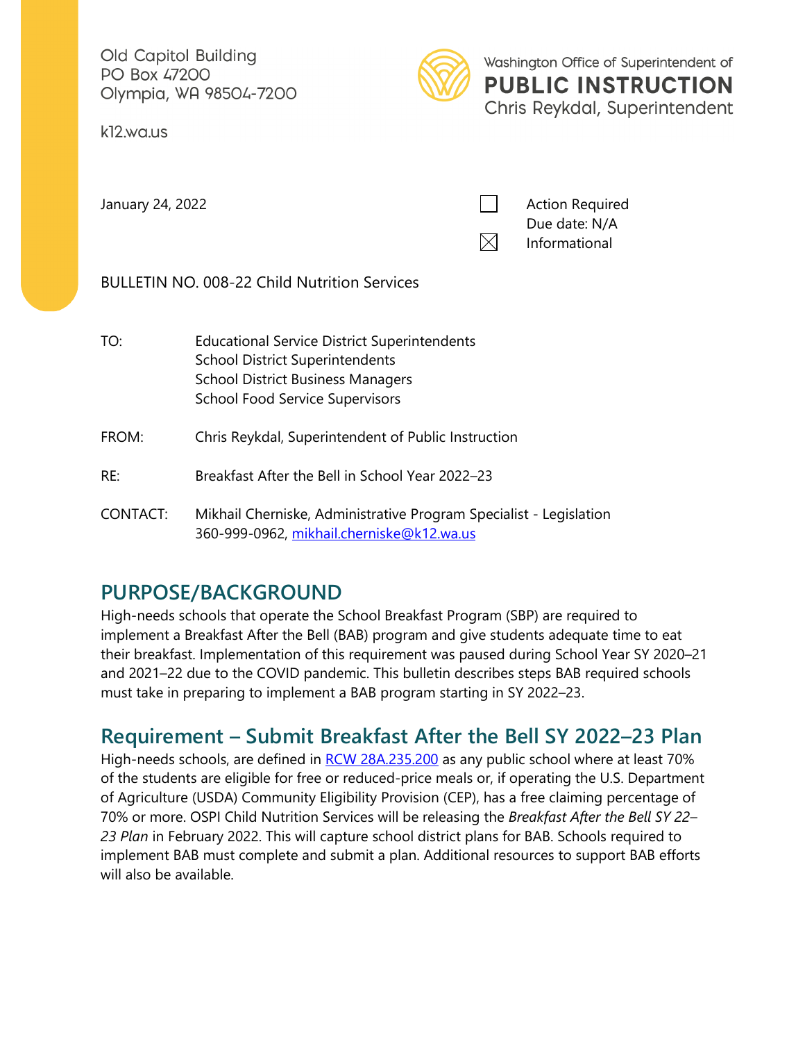Old Capitol Building
PO Box 47200
Olympia, WA 98504-7200

k12.wa.us

Washington Office of Superintendent of
**PUBLIC INSTRUCTION**
Chris Reykdal, Superintendent

January 24, 2022

☐ Action Required
Due date: N/A
☒ Informational

BULLETIN NO. 008-22 Child Nutrition Services

TO: Educational Service District Superintendents
School District Superintendents
School District Business Managers
School Food Service Supervisors

FROM: Chris Reykdal, Superintendent of Public Instruction

RE: Breakfast After the Bell in School Year 2022–23

CONTACT: Mikhail Cherniske, Administrative Program Specialist - Legislation
360-999-0962, mikhail.cherniske@k12.wa.us

## PURPOSE/BACKGROUND

High-needs schools that operate the School Breakfast Program (SBP) are required to implement a Breakfast After the Bell (BAB) program and give students adequate time to eat their breakfast. Implementation of this requirement was paused during School Year SY 2020–21 and 2021–22 due to the COVID pandemic. This bulletin describes steps BAB required schools must take in preparing to implement a BAB program starting in SY 2022–23.

## Requirement – Submit Breakfast After the Bell SY 2022–23 Plan

High-needs schools, are defined in RCW 28A.235.200 as any public school where at least 70% of the students are eligible for free or reduced-price meals or, if operating the U.S. Department of Agriculture (USDA) Community Eligibility Provision (CEP), has a free claiming percentage of 70% or more. OSPI Child Nutrition Services will be releasing the *Breakfast After the Bell SY 22–23 Plan* in February 2022. This will capture school district plans for BAB. Schools required to implement BAB must complete and submit a plan. Additional resources to support BAB efforts will also be available.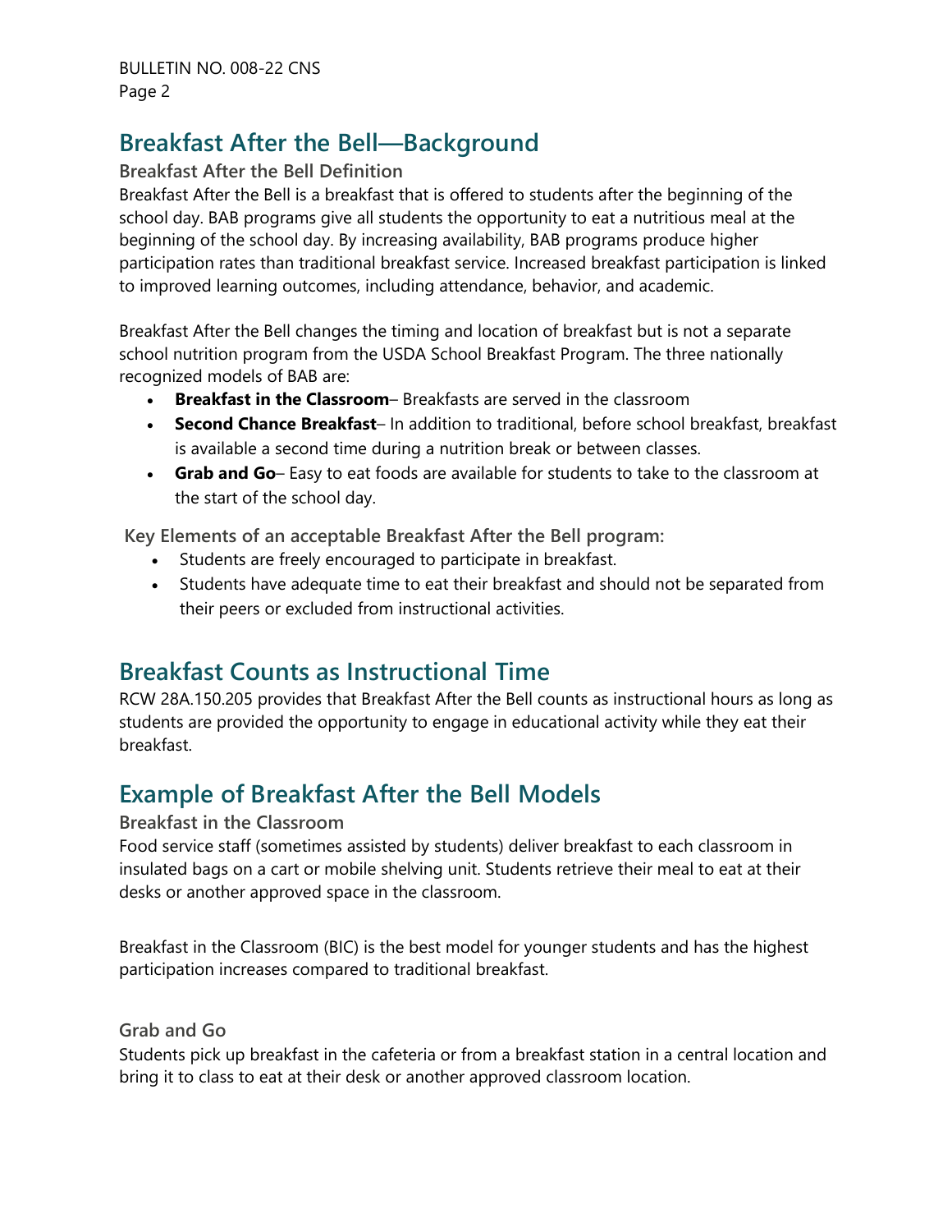## Breakfast After the Bell—Background

### Breakfast After the Bell Definition

Breakfast After the Bell is a breakfast that is offered to students after the beginning of the school day. BAB programs give all students the opportunity to eat a nutritious meal at the beginning of the school day. By increasing availability, BAB programs produce higher participation rates than traditional breakfast service. Increased breakfast participation is linked to improved learning outcomes, including attendance, behavior, and academic.

Breakfast After the Bell changes the timing and location of breakfast but is not a separate school nutrition program from the USDA School Breakfast Program. The three nationally recognized models of BAB are:

- **Breakfast in the Classroom**– Breakfasts are served in the classroom
- **Second Chance Breakfast**– In addition to traditional, before school breakfast, breakfast is available a second time during a nutrition break or between classes.
- **Grab and Go**– Easy to eat foods are available for students to take to the classroom at the start of the school day.

### Key Elements of an acceptable Breakfast After the Bell program:

- Students are freely encouraged to participate in breakfast.
- Students have adequate time to eat their breakfast and should not be separated from their peers or excluded from instructional activities.

## Breakfast Counts as Instructional Time

RCW 28A.150.205 provides that Breakfast After the Bell counts as instructional hours as long as students are provided the opportunity to engage in educational activity while they eat their breakfast.

## Example of Breakfast After the Bell Models

### Breakfast in the Classroom

Food service staff (sometimes assisted by students) deliver breakfast to each classroom in insulated bags on a cart or mobile shelving unit. Students retrieve their meal to eat at their desks or another approved space in the classroom.

Breakfast in the Classroom (BIC) is the best model for younger students and has the highest participation increases compared to traditional breakfast.

### Grab and Go

Students pick up breakfast in the cafeteria or from a breakfast station in a central location and bring it to class to eat at their desk or another approved classroom location.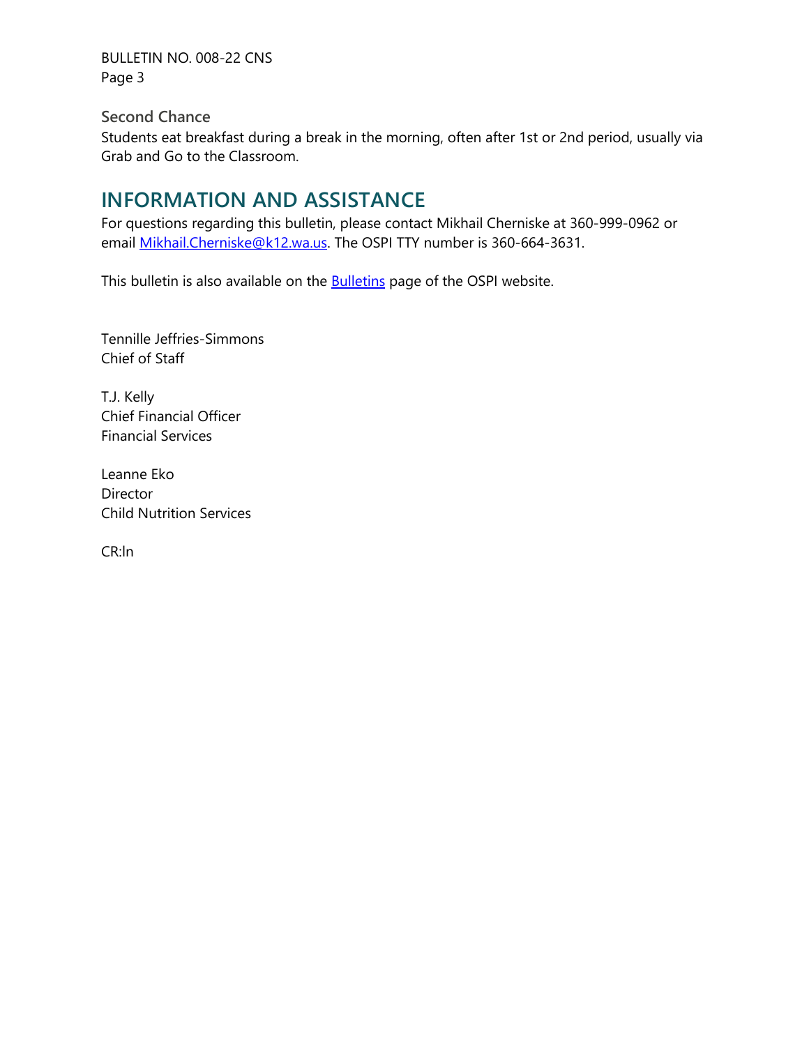### Second Chance

Students eat breakfast during a break in the morning, often after 1st or 2nd period, usually via Grab and Go to the Classroom.

## INFORMATION AND ASSISTANCE

For questions regarding this bulletin, please contact Mikhail Cherniske at 360-999-0962 or email [Mikhail.Cherniske@k12.wa.us](mailto:Mikhail.Cherniske@k12.wa.us). The OSPI TTY number is 360-664-3631.

This bulletin is also available on the [Bulletins](#) page of the OSPI website.

Tennille Jeffries-Simmons
Chief of Staff

T.J. Kelly
Chief Financial Officer
Financial Services

Leanne Eko
Director
Child Nutrition Services

CR:ln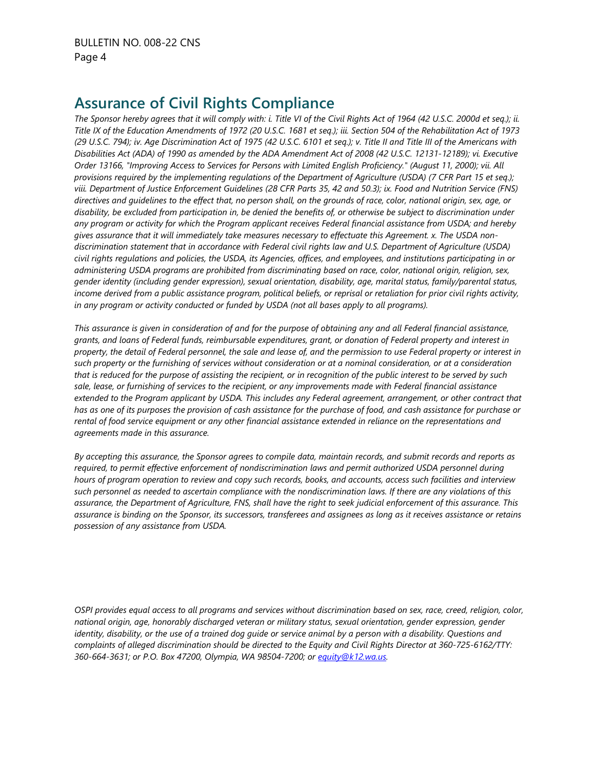## Assurance of Civil Rights Compliance

*The Sponsor hereby agrees that it will comply with: i. Title VI of the Civil Rights Act of 1964 (42 U.S.C. 2000d et seq.); ii. Title IX of the Education Amendments of 1972 (20 U.S.C. 1681 et seq.); iii. Section 504 of the Rehabilitation Act of 1973 (29 U.S.C. 794); iv. Age Discrimination Act of 1975 (42 U.S.C. 6101 et seq.); v. Title II and Title III of the Americans with Disabilities Act (ADA) of 1990 as amended by the ADA Amendment Act of 2008 (42 U.S.C. 12131-12189); vi. Executive Order 13166, "Improving Access to Services for Persons with Limited English Proficiency." (August 11, 2000); vii. All provisions required by the implementing regulations of the Department of Agriculture (USDA) (7 CFR Part 15 et seq.); viii. Department of Justice Enforcement Guidelines (28 CFR Parts 35, 42 and 50.3); ix. Food and Nutrition Service (FNS) directives and guidelines to the effect that, no person shall, on the grounds of race, color, national origin, sex, age, or disability, be excluded from participation in, be denied the benefits of, or otherwise be subject to discrimination under any program or activity for which the Program applicant receives Federal financial assistance from USDA; and hereby gives assurance that it will immediately take measures necessary to effectuate this Agreement. x. The USDA non-discrimination statement that in accordance with Federal civil rights law and U.S. Department of Agriculture (USDA) civil rights regulations and policies, the USDA, its Agencies, offices, and employees, and institutions participating in or administering USDA programs are prohibited from discriminating based on race, color, national origin, religion, sex, gender identity (including gender expression), sexual orientation, disability, age, marital status, family/parental status, income derived from a public assistance program, political beliefs, or reprisal or retaliation for prior civil rights activity, in any program or activity conducted or funded by USDA (not all bases apply to all programs).*

*This assurance is given in consideration of and for the purpose of obtaining any and all Federal financial assistance, grants, and loans of Federal funds, reimbursable expenditures, grant, or donation of Federal property and interest in property, the detail of Federal personnel, the sale and lease of, and the permission to use Federal property or interest in such property or the furnishing of services without consideration or at a nominal consideration, or at a consideration that is reduced for the purpose of assisting the recipient, or in recognition of the public interest to be served by such sale, lease, or furnishing of services to the recipient, or any improvements made with Federal financial assistance extended to the Program applicant by USDA. This includes any Federal agreement, arrangement, or other contract that has as one of its purposes the provision of cash assistance for the purchase of food, and cash assistance for purchase or rental of food service equipment or any other financial assistance extended in reliance on the representations and agreements made in this assurance.*

*By accepting this assurance, the Sponsor agrees to compile data, maintain records, and submit records and reports as required, to permit effective enforcement of nondiscrimination laws and permit authorized USDA personnel during hours of program operation to review and copy such records, books, and accounts, access such facilities and interview such personnel as needed to ascertain compliance with the nondiscrimination laws. If there are any violations of this assurance, the Department of Agriculture, FNS, shall have the right to seek judicial enforcement of this assurance. This assurance is binding on the Sponsor, its successors, transferees and assignees as long as it receives assistance or retains possession of any assistance from USDA.*

*OSPI provides equal access to all programs and services without discrimination based on sex, race, creed, religion, color, national origin, age, honorably discharged veteran or military status, sexual orientation, gender expression, gender identity, disability, or the use of a trained dog guide or service animal by a person with a disability. Questions and complaints of alleged discrimination should be directed to the Equity and Civil Rights Director at 360-725-6162/TTY: 360-664-3631; or P.O. Box 47200, Olympia, WA 98504-7200; or [equity@k12.wa.us](mailto:equity@k12.wa.us).*